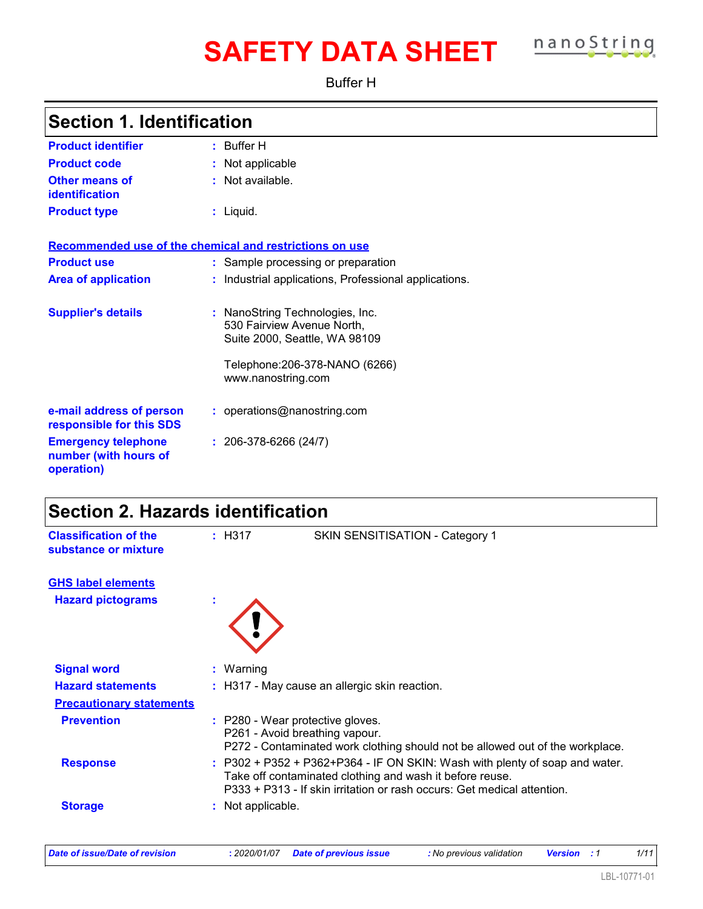# SAFETY DATA SHEET

Buffer H

## Section 1. Identification

| | |
|---|---|
| **Product identifier** | : Buffer H |
| **Product code** | : Not applicable |
| **Other means of identification** | : Not available. |
| **Product type** | : Liquid. |

**Recommended use of the chemical and restrictions on use**

| | |
|---|---|
| **Product use** | : Sample processing or preparation |
| **Area of application** | : Industrial applications, Professional applications. |

| | |
|---|---|
| **Supplier's details** | : NanoString Technologies, Inc.<br>530 Fairview Avenue North,<br>Suite 2000, Seattle, WA 98109<br><br>Telephone:206-378-NANO (6266)<br>www.nanostring.com |
| **e-mail address of person responsible for this SDS** | : operations@nanostring.com |
| **Emergency telephone number (with hours of operation)** | : 206-378-6266 (24/7) |

## Section 2. Hazards identification

| | | |
|---|---|---|
| **Classification of the substance or mixture** | : H317 | SKIN SENSITISATION - Category 1 |

**GHS label elements**

**Hazard pictograms** :

**Signal word** : Warning

**Hazard statements** : H317 - May cause an allergic skin reaction.

**Precautionary statements**

**Prevention** :
P280 - Wear protective gloves.
P261 - Avoid breathing vapour.
P272 - Contaminated work clothing should not be allowed out of the workplace.

**Response** :
P302 + P352 + P362+P364 - IF ON SKIN: Wash with plenty of soap and water. Take off contaminated clothing and wash it before reuse.
P333 + P313 - If skin irritation or rash occurs: Get medical attention.

**Storage** : Not applicable.

*Date of issue/Date of revision* : 2020/01/07 *Date of previous issue* : No previous validation *Version* : 1

LBL-10771-01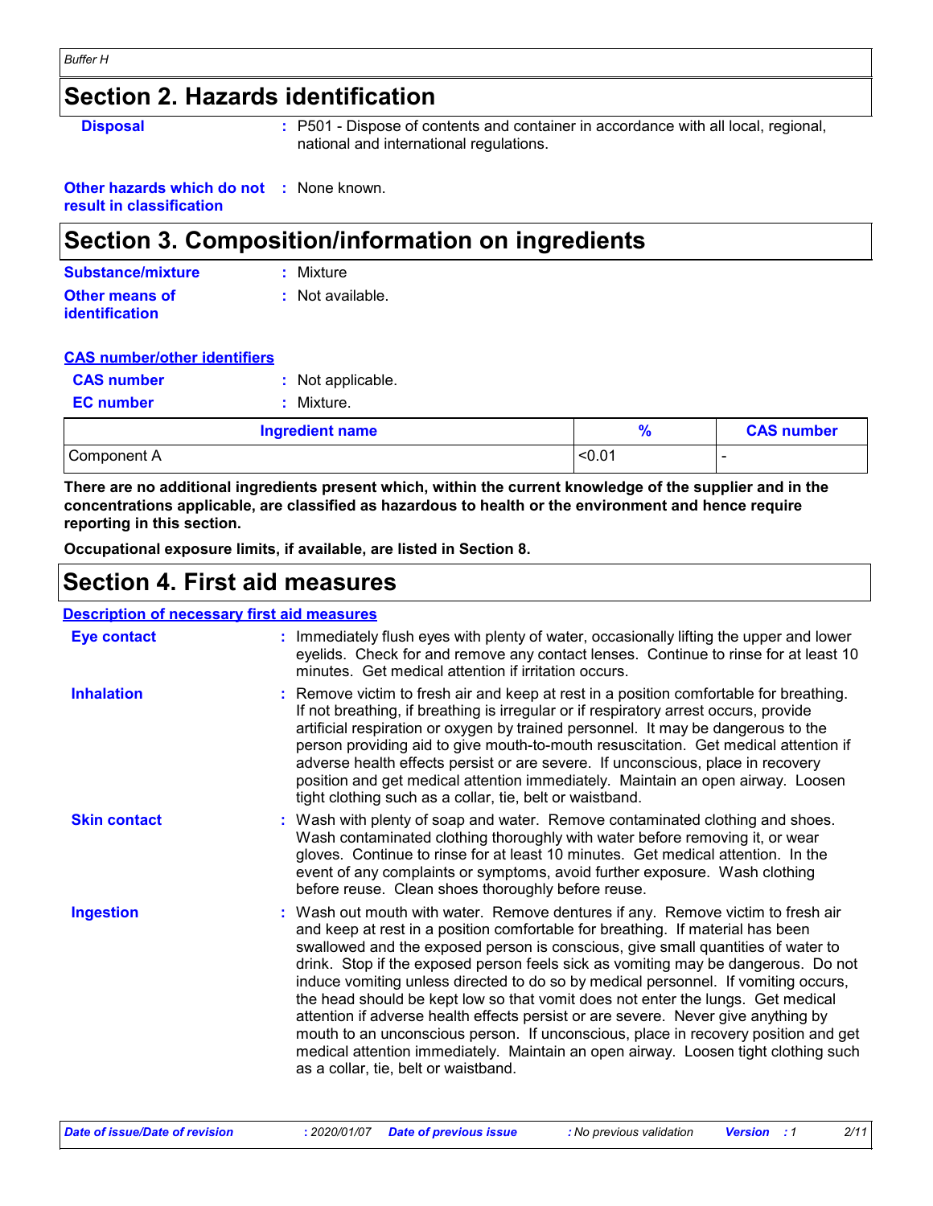## Section 2. Hazards identification

**Disposal** : P501 - Dispose of contents and container in accordance with all local, regional, national and international regulations.

**Other hazards which do not result in classification** : None known.

## Section 3. Composition/information on ingredients

**Substance/mixture** : Mixture

**Other means of identification** : Not available.

**CAS number/other identifiers**

**CAS number** : Not applicable.

**EC number** : Mixture.

| Ingredient name | % | CAS number |
|---|---|---|
| Component A | <0.01 | - |

**There are no additional ingredients present which, within the current knowledge of the supplier and in the concentrations applicable, are classified as hazardous to health or the environment and hence require reporting in this section.**

**Occupational exposure limits, if available, are listed in Section 8.**

## Section 4. First aid measures

**Description of necessary first aid measures**

**Eye contact** : Immediately flush eyes with plenty of water, occasionally lifting the upper and lower eyelids. Check for and remove any contact lenses. Continue to rinse for at least 10 minutes. Get medical attention if irritation occurs.

**Inhalation** : Remove victim to fresh air and keep at rest in a position comfortable for breathing. If not breathing, if breathing is irregular or if respiratory arrest occurs, provide artificial respiration or oxygen by trained personnel. It may be dangerous to the person providing aid to give mouth-to-mouth resuscitation. Get medical attention if adverse health effects persist or are severe. If unconscious, place in recovery position and get medical attention immediately. Maintain an open airway. Loosen tight clothing such as a collar, tie, belt or waistband.

**Skin contact** : Wash with plenty of soap and water. Remove contaminated clothing and shoes. Wash contaminated clothing thoroughly with water before removing it, or wear gloves. Continue to rinse for at least 10 minutes. Get medical attention. In the event of any complaints or symptoms, avoid further exposure. Wash clothing before reuse. Clean shoes thoroughly before reuse.

**Ingestion** : Wash out mouth with water. Remove dentures if any. Remove victim to fresh air and keep at rest in a position comfortable for breathing. If material has been swallowed and the exposed person is conscious, give small quantities of water to drink. Stop if the exposed person feels sick as vomiting may be dangerous. Do not induce vomiting unless directed to do so by medical personnel. If vomiting occurs, the head should be kept low so that vomit does not enter the lungs. Get medical attention if adverse health effects persist or are severe. Never give anything by mouth to an unconscious person. If unconscious, place in recovery position and get medical attention immediately. Maintain an open airway. Loosen tight clothing such as a collar, tie, belt or waistband.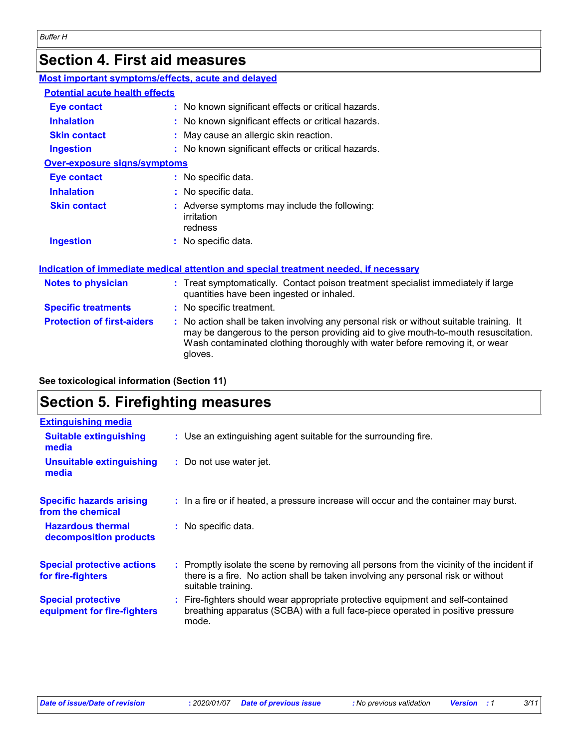## Section 4. First aid measures

### Most important symptoms/effects, acute and delayed

#### Potential acute health effects

| | |
|---|---|
| **Eye contact** | : No known significant effects or critical hazards. |
| **Inhalation** | : No known significant effects or critical hazards. |
| **Skin contact** | : May cause an allergic skin reaction. |
| **Ingestion** | : No known significant effects or critical hazards. |

#### Over-exposure signs/symptoms

| | |
|---|---|
| **Eye contact** | : No specific data. |
| **Inhalation** | : No specific data. |
| **Skin contact** | : Adverse symptoms may include the following: irritation redness |
| **Ingestion** | : No specific data. |

### Indication of immediate medical attention and special treatment needed, if necessary

| | |
|---|---|
| **Notes to physician** | : Treat symptomatically. Contact poison treatment specialist immediately if large quantities have been ingested or inhaled. |
| **Specific treatments** | : No specific treatment. |
| **Protection of first-aiders** | : No action shall be taken involving any personal risk or without suitable training. It may be dangerous to the person providing aid to give mouth-to-mouth resuscitation. Wash contaminated clothing thoroughly with water before removing it, or wear gloves. |

**See toxicological information (Section 11)**

## Section 5. Firefighting measures

### Extinguishing media

| | |
|---|---|
| **Suitable extinguishing media** | : Use an extinguishing agent suitable for the surrounding fire. |
| **Unsuitable extinguishing media** | : Do not use water jet. |

| | |
|---|---|
| **Specific hazards arising from the chemical** | : In a fire or if heated, a pressure increase will occur and the container may burst. |
| **Hazardous thermal decomposition products** | : No specific data. |
| **Special protective actions for fire-fighters** | : Promptly isolate the scene by removing all persons from the vicinity of the incident if there is a fire. No action shall be taken involving any personal risk or without suitable training. |
| **Special protective equipment for fire-fighters** | : Fire-fighters should wear appropriate protective equipment and self-contained breathing apparatus (SCBA) with a full face-piece operated in positive pressure mode. |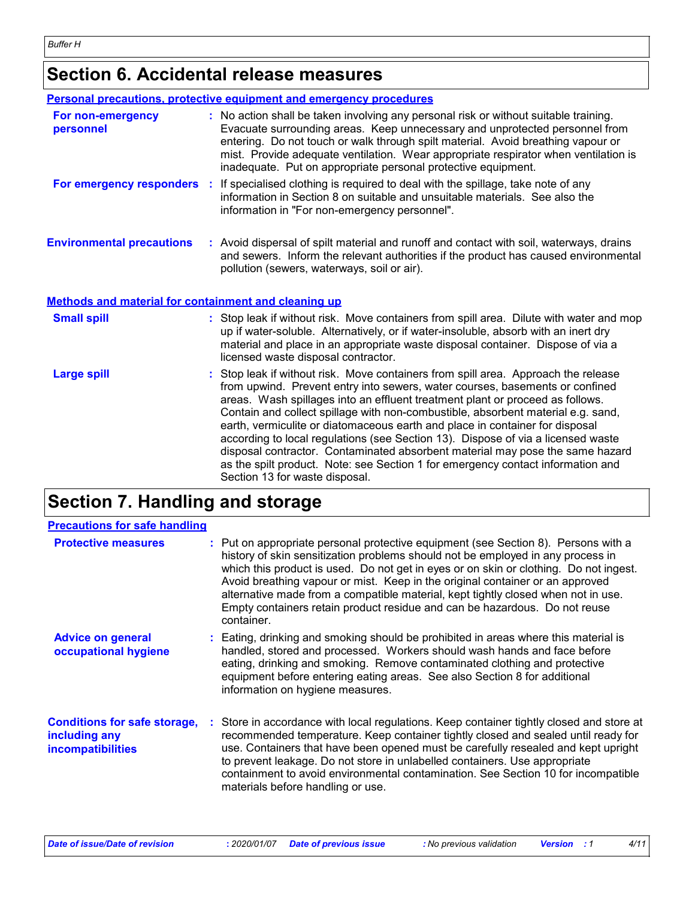## Section 6. Accidental release measures

### Personal precautions, protective equipment and emergency procedures

**For non-emergency personnel** : No action shall be taken involving any personal risk or without suitable training. Evacuate surrounding areas. Keep unnecessary and unprotected personnel from entering. Do not touch or walk through spilt material. Avoid breathing vapour or mist. Provide adequate ventilation. Wear appropriate respirator when ventilation is inadequate. Put on appropriate personal protective equipment.

**For emergency responders** : If specialised clothing is required to deal with the spillage, take note of any information in Section 8 on suitable and unsuitable materials. See also the information in "For non-emergency personnel".

**Environmental precautions** : Avoid dispersal of spilt material and runoff and contact with soil, waterways, drains and sewers. Inform the relevant authorities if the product has caused environmental pollution (sewers, waterways, soil or air).

### Methods and material for containment and cleaning up

**Small spill** : Stop leak if without risk. Move containers from spill area. Dilute with water and mop up if water-soluble. Alternatively, or if water-insoluble, absorb with an inert dry material and place in an appropriate waste disposal container. Dispose of via a licensed waste disposal contractor.

**Large spill** : Stop leak if without risk. Move containers from spill area. Approach the release from upwind. Prevent entry into sewers, water courses, basements or confined areas. Wash spillages into an effluent treatment plant or proceed as follows. Contain and collect spillage with non-combustible, absorbent material e.g. sand, earth, vermiculite or diatomaceous earth and place in container for disposal according to local regulations (see Section 13). Dispose of via a licensed waste disposal contractor. Contaminated absorbent material may pose the same hazard as the spilt product. Note: see Section 1 for emergency contact information and Section 13 for waste disposal.

## Section 7. Handling and storage

### Precautions for safe handling

**Protective measures** : Put on appropriate personal protective equipment (see Section 8). Persons with a history of skin sensitization problems should not be employed in any process in which this product is used. Do not get in eyes or on skin or clothing. Do not ingest. Avoid breathing vapour or mist. Keep in the original container or an approved alternative made from a compatible material, kept tightly closed when not in use. Empty containers retain product residue and can be hazardous. Do not reuse container.

**Advice on general occupational hygiene** : Eating, drinking and smoking should be prohibited in areas where this material is handled, stored and processed. Workers should wash hands and face before eating, drinking and smoking. Remove contaminated clothing and protective equipment before entering eating areas. See also Section 8 for additional information on hygiene measures.

**Conditions for safe storage, including any incompatibilities** : Store in accordance with local regulations. Keep container tightly closed and store at recommended temperature. Keep container tightly closed and sealed until ready for use. Containers that have been opened must be carefully resealed and kept upright to prevent leakage. Do not store in unlabelled containers. Use appropriate containment to avoid environmental contamination. See Section 10 for incompatible materials before handling or use.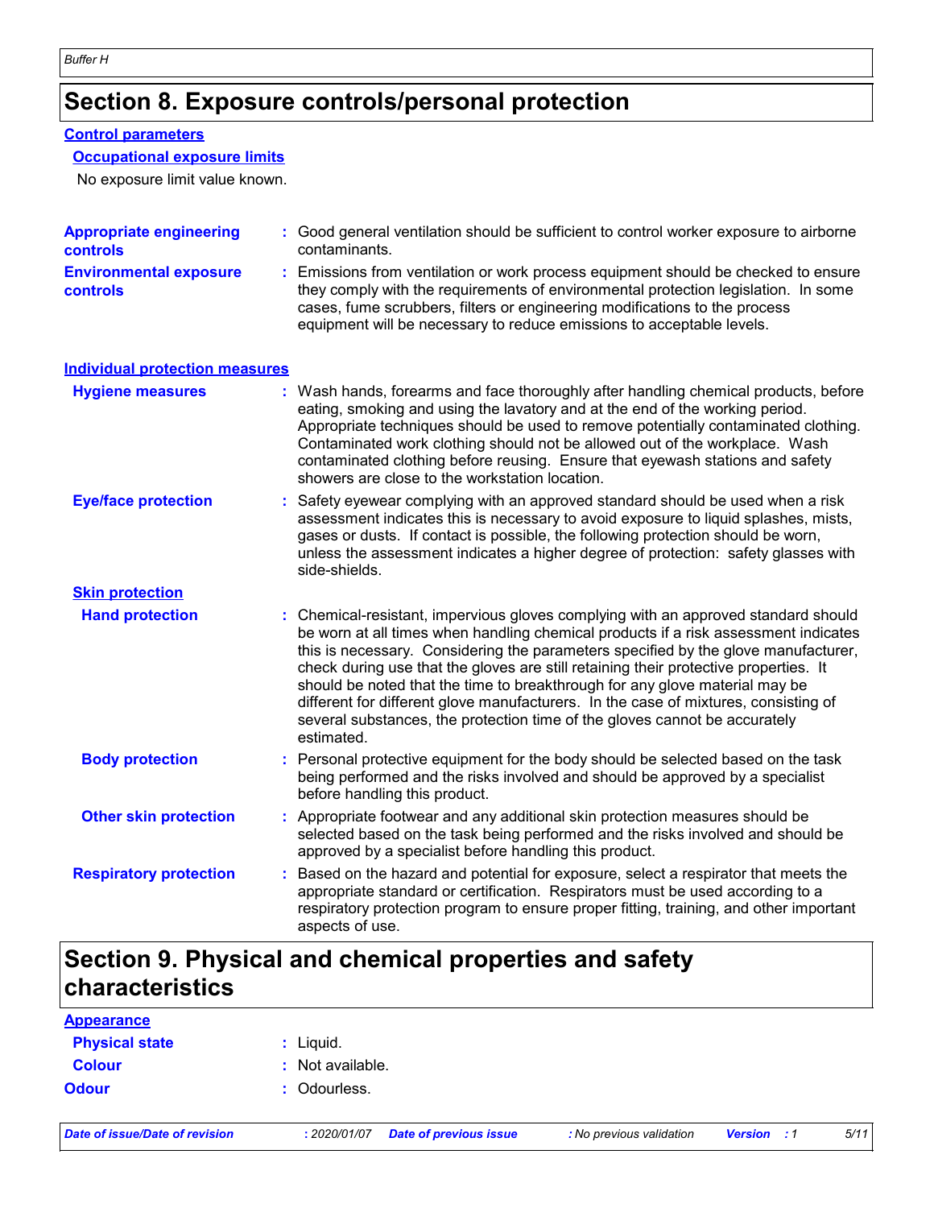# Section 8. Exposure controls/personal protection

## Control parameters

### Occupational exposure limits

No exposure limit value known.

**Appropriate engineering controls** : Good general ventilation should be sufficient to control worker exposure to airborne contaminants.

**Environmental exposure controls** : Emissions from ventilation or work process equipment should be checked to ensure they comply with the requirements of environmental protection legislation. In some cases, fume scrubbers, filters or engineering modifications to the process equipment will be necessary to reduce emissions to acceptable levels.

## Individual protection measures

**Hygiene measures** : Wash hands, forearms and face thoroughly after handling chemical products, before eating, smoking and using the lavatory and at the end of the working period. Appropriate techniques should be used to remove potentially contaminated clothing. Contaminated work clothing should not be allowed out of the workplace. Wash contaminated clothing before reusing. Ensure that eyewash stations and safety showers are close to the workstation location.

**Eye/face protection** : Safety eyewear complying with an approved standard should be used when a risk assessment indicates this is necessary to avoid exposure to liquid splashes, mists, gases or dusts. If contact is possible, the following protection should be worn, unless the assessment indicates a higher degree of protection: safety glasses with side-shields.

### Skin protection

**Hand protection** : Chemical-resistant, impervious gloves complying with an approved standard should be worn at all times when handling chemical products if a risk assessment indicates this is necessary. Considering the parameters specified by the glove manufacturer, check during use that the gloves are still retaining their protective properties. It should be noted that the time to breakthrough for any glove material may be different for different glove manufacturers. In the case of mixtures, consisting of several substances, the protection time of the gloves cannot be accurately estimated.

**Body protection** : Personal protective equipment for the body should be selected based on the task being performed and the risks involved and should be approved by a specialist before handling this product.

**Other skin protection** : Appropriate footwear and any additional skin protection measures should be selected based on the task being performed and the risks involved and should be approved by a specialist before handling this product.

**Respiratory protection** : Based on the hazard and potential for exposure, select a respirator that meets the appropriate standard or certification. Respirators must be used according to a respiratory protection program to ensure proper fitting, training, and other important aspects of use.

# Section 9. Physical and chemical properties and safety characteristics

## Appearance

**Physical state** : Liquid.

**Colour** : Not available.

**Odour** : Odourless.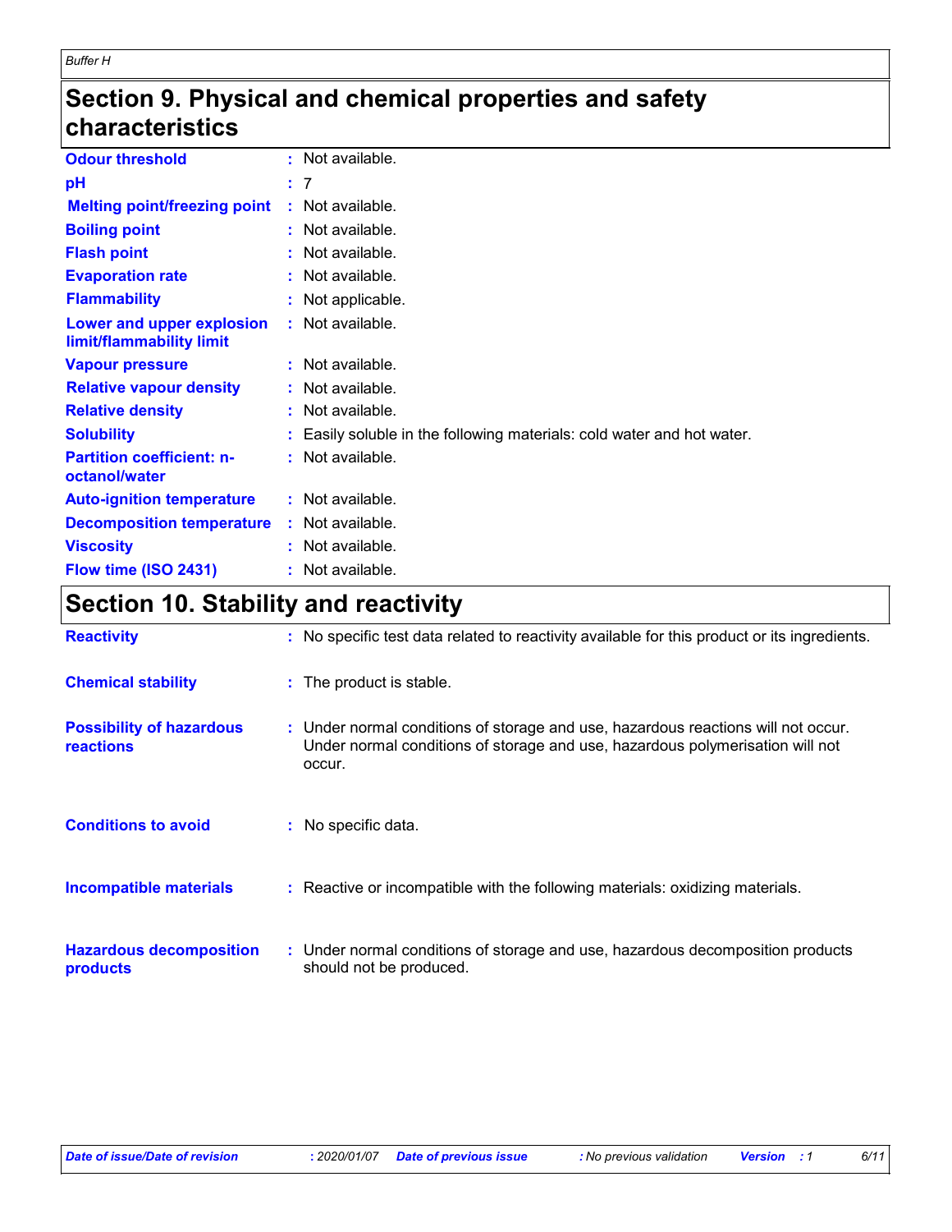## Section 9. Physical and chemical properties and safety characteristics

| | |
|---|---|
| **Odour threshold** | : Not available. |
| **pH** | : 7 |
| **Melting point/freezing point** | : Not available. |
| **Boiling point** | : Not available. |
| **Flash point** | : Not available. |
| **Evaporation rate** | : Not available. |
| **Flammability** | : Not applicable. |
| **Lower and upper explosion limit/flammability limit** | : Not available. |
| **Vapour pressure** | : Not available. |
| **Relative vapour density** | : Not available. |
| **Relative density** | : Not available. |
| **Solubility** | : Easily soluble in the following materials: cold water and hot water. |
| **Partition coefficient: n-octanol/water** | : Not available. |
| **Auto-ignition temperature** | : Not available. |
| **Decomposition temperature** | : Not available. |
| **Viscosity** | : Not available. |
| **Flow time (ISO 2431)** | : Not available. |

## Section 10. Stability and reactivity

| | |
|---|---|
| **Reactivity** | : No specific test data related to reactivity available for this product or its ingredients. |
| **Chemical stability** | : The product is stable. |
| **Possibility of hazardous reactions** | : Under normal conditions of storage and use, hazardous reactions will not occur. Under normal conditions of storage and use, hazardous polymerisation will not occur. |
| **Conditions to avoid** | : No specific data. |
| **Incompatible materials** | : Reactive or incompatible with the following materials: oxidizing materials. |
| **Hazardous decomposition products** | : Under normal conditions of storage and use, hazardous decomposition products should not be produced. |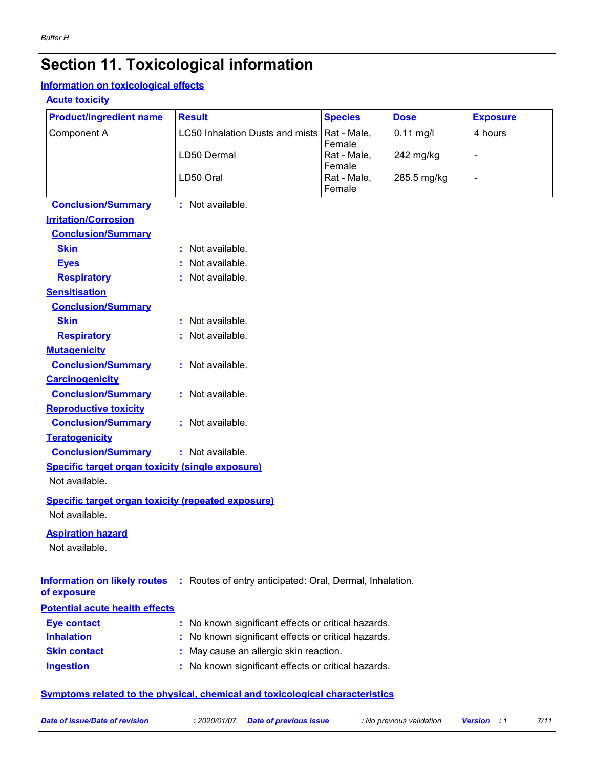# Section 11. Toxicological information

## Information on toxicological effects

### Acute toxicity

| Product/ingredient name | Result | Species | Dose | Exposure |
|---|---|---|---|---|
| Component A | LC50 Inhalation Dusts and mists | Rat - Male, Female | 0.11 mg/l | 4 hours |
| | LD50 Dermal | Rat - Male, Female | 242 mg/kg | - |
| | LD50 Oral | Rat - Male, Female | 285.5 mg/kg | - |

**Conclusion/Summary** : Not available.

### Irritation/Corrosion

**Conclusion/Summary**

**Skin** : Not available.

**Eyes** : Not available.

**Respiratory** : Not available.

### Sensitisation

**Conclusion/Summary**

**Skin** : Not available.

**Respiratory** : Not available.

### Mutagenicity

**Conclusion/Summary** : Not available.

### Carcinogenicity

**Conclusion/Summary** : Not available.

### Reproductive toxicity

**Conclusion/Summary** : Not available.

### Teratogenicity

**Conclusion/Summary** : Not available.

### Specific target organ toxicity (single exposure)

Not available.

### Specific target organ toxicity (repeated exposure)

Not available.

### Aspiration hazard

Not available.

**Information on likely routes of exposure** : Routes of entry anticipated: Oral, Dermal, Inhalation.

## Potential acute health effects

**Eye contact** : No known significant effects or critical hazards.

**Inhalation** : No known significant effects or critical hazards.

**Skin contact** : May cause an allergic skin reaction.

**Ingestion** : No known significant effects or critical hazards.

## Symptoms related to the physical, chemical and toxicological characteristics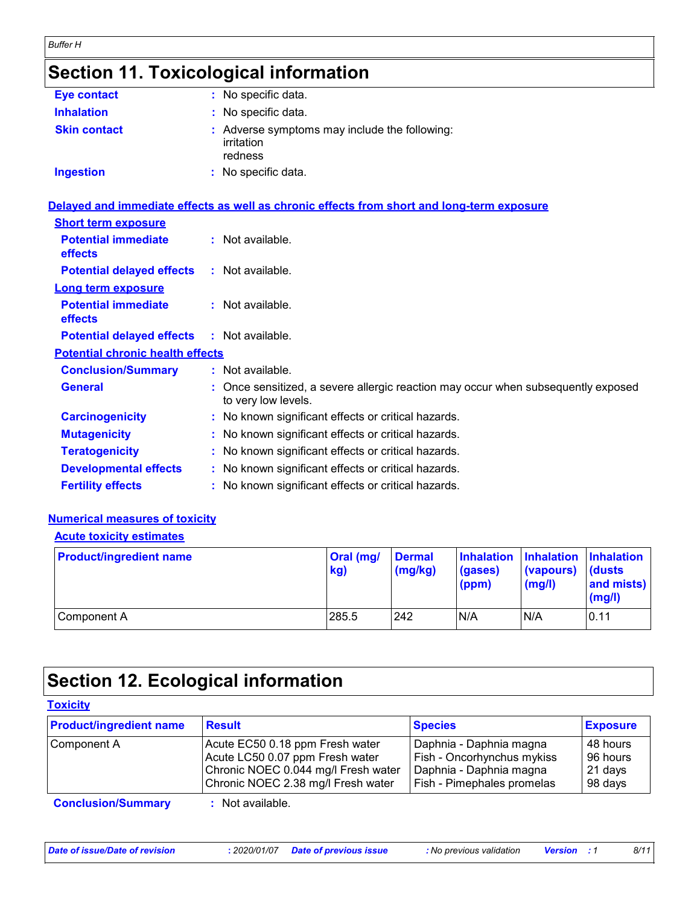# Section 11. Toxicological information

**Eye contact** : No specific data.

**Inhalation** : No specific data.

**Skin contact** : Adverse symptoms may include the following:
irritation
redness

**Ingestion** : No specific data.

## Delayed and immediate effects as well as chronic effects from short and long-term exposure

### Short term exposure

**Potential immediate effects** : Not available.

**Potential delayed effects** : Not available.

### Long term exposure

**Potential immediate effects** : Not available.

**Potential delayed effects** : Not available.

### Potential chronic health effects

**Conclusion/Summary** : Not available.

**General** : Once sensitized, a severe allergic reaction may occur when subsequently exposed to very low levels.

**Carcinogenicity** : No known significant effects or critical hazards.

**Mutagenicity** : No known significant effects or critical hazards.

**Teratogenicity** : No known significant effects or critical hazards.

**Developmental effects** : No known significant effects or critical hazards.

**Fertility effects** : No known significant effects or critical hazards.

## Numerical measures of toxicity

### Acute toxicity estimates

| Product/ingredient name | Oral (mg/kg) | Dermal (mg/kg) | Inhalation (gases) (ppm) | Inhalation (vapours) (mg/l) | Inhalation (dusts and mists) (mg/l) |
|---|---|---|---|---|---|
| Component A | 285.5 | 242 | N/A | N/A | 0.11 |

# Section 12. Ecological information

## Toxicity

| Product/ingredient name | Result | Species | Exposure |
|---|---|---|---|
| Component A | Acute EC50 0.18 ppm Fresh water | Daphnia - Daphnia magna | 48 hours |
| | Acute LC50 0.07 ppm Fresh water | Fish - Oncorhynchus mykiss | 96 hours |
| | Chronic NOEC 0.044 mg/l Fresh water | Daphnia - Daphnia magna | 21 days |
| | Chronic NOEC 2.38 mg/l Fresh water | Fish - Pimephales promelas | 98 days |

**Conclusion/Summary** : Not available.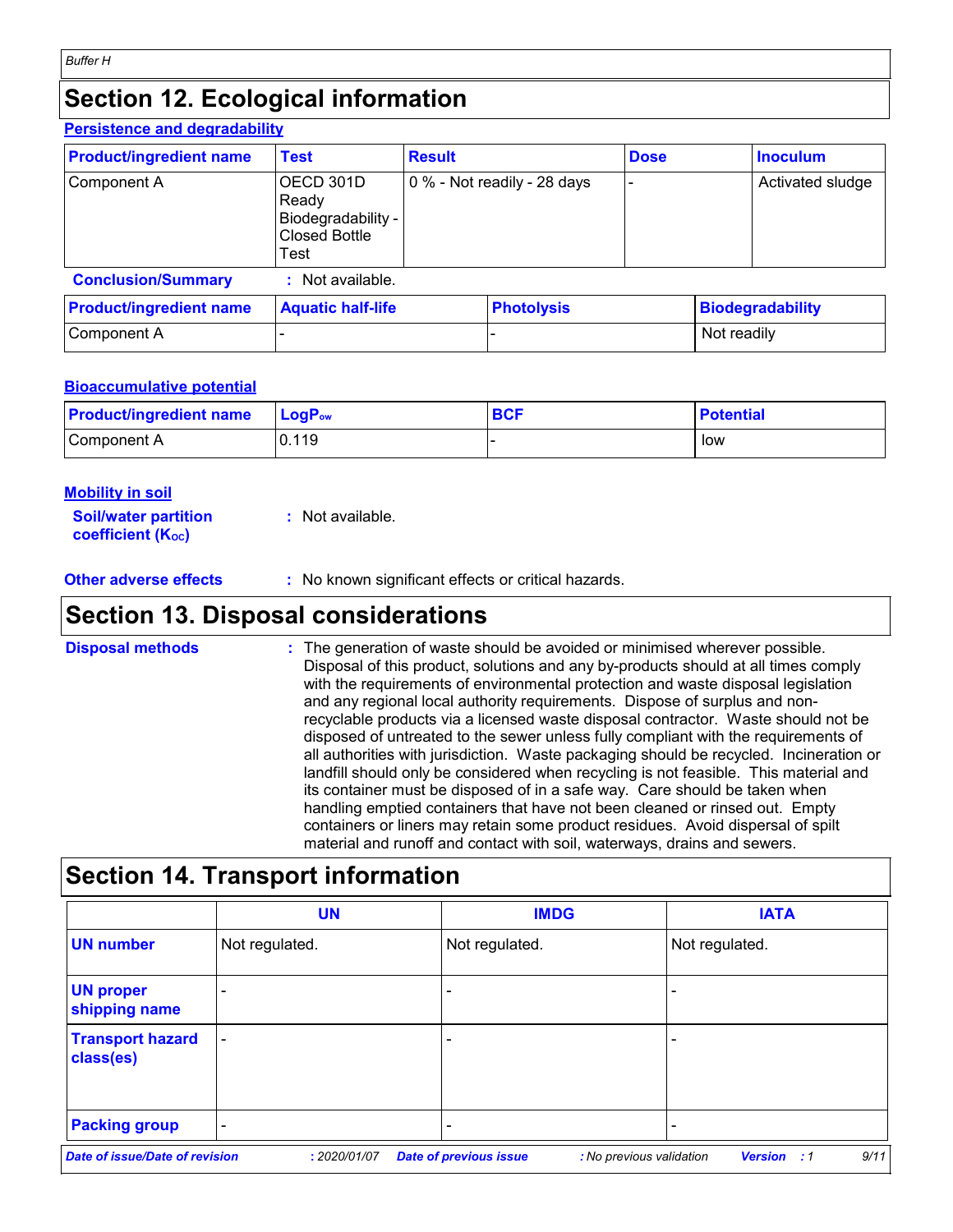# Section 12. Ecological information

### Persistence and degradability

| Product/ingredient name | Test | Result | Dose | Inoculum |
|---|---|---|---|---|
| Component A | OECD 301D Ready Biodegradability - Closed Bottle Test | 0 % - Not readily - 28 days | - | Activated sludge |

**Conclusion/Summary** : Not available.

| Product/ingredient name | Aquatic half-life | Photolysis | Biodegradability |
|---|---|---|---|
| Component A | - | - | Not readily |

### Bioaccumulative potential

| Product/ingredient name | $LogP_{ow}$ | BCF | Potential |
|---|---|---|---|
| Component A | 0.119 | - | low |

### Mobility in soil

**Soil/water partition coefficient ($K_{OC}$)** : Not available.

**Other adverse effects** : No known significant effects or critical hazards.

# Section 13. Disposal considerations

**Disposal methods** : The generation of waste should be avoided or minimised wherever possible. Disposal of this product, solutions and any by-products should at all times comply with the requirements of environmental protection and waste disposal legislation and any regional local authority requirements. Dispose of surplus and non-recyclable products via a licensed waste disposal contractor. Waste should not be disposed of untreated to the sewer unless fully compliant with the requirements of all authorities with jurisdiction. Waste packaging should be recycled. Incineration or landfill should only be considered when recycling is not feasible. This material and its container must be disposed of in a safe way. Care should be taken when handling emptied containers that have not been cleaned or rinsed out. Empty containers or liners may retain some product residues. Avoid dispersal of spilt material and runoff and contact with soil, waterways, drains and sewers.

# Section 14. Transport information

| | UN | IMDG | IATA |
|---|---|---|---|
| **UN number** | Not regulated. | Not regulated. | Not regulated. |
| **UN proper shipping name** | - | - | - |
| **Transport hazard class(es)** | - | - | - |
| **Packing group** | - | - | - |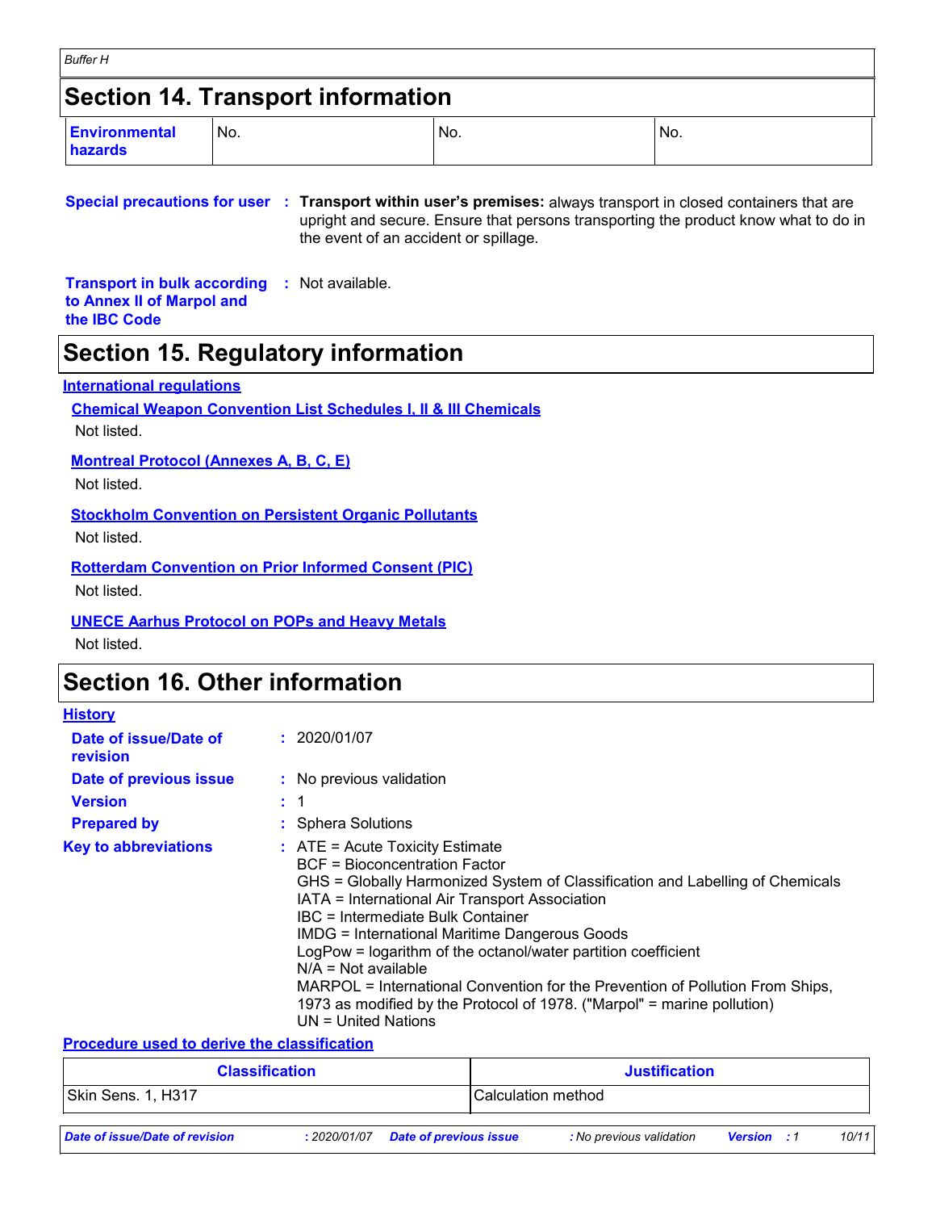## Section 14. Transport information

| Environmental hazards | No. | No. | No. |
|---|---|---|---|

**Special precautions for user** : **Transport within user's premises:** always transport in closed containers that are upright and secure. Ensure that persons transporting the product know what to do in the event of an accident or spillage.

**Transport in bulk according to Annex II of Marpol and the IBC Code** : Not available.

## Section 15. Regulatory information

**International regulations**

**Chemical Weapon Convention List Schedules I, II & III Chemicals**

Not listed.

**Montreal Protocol (Annexes A, B, C, E)**

Not listed.

**Stockholm Convention on Persistent Organic Pollutants**

Not listed.

**Rotterdam Convention on Prior Informed Consent (PIC)**

Not listed.

**UNECE Aarhus Protocol on POPs and Heavy Metals**

Not listed.

## Section 16. Other information

**History**

**Date of issue/Date of revision** : 2020/01/07

**Date of previous issue** : No previous validation

**Version** : 1

**Prepared by** : Sphera Solutions

**Key to abbreviations** :
ATE = Acute Toxicity Estimate
BCF = Bioconcentration Factor
GHS = Globally Harmonized System of Classification and Labelling of Chemicals
IATA = International Air Transport Association
IBC = Intermediate Bulk Container
IMDG = International Maritime Dangerous Goods
LogPow = logarithm of the octanol/water partition coefficient
N/A = Not available
MARPOL = International Convention for the Prevention of Pollution From Ships, 1973 as modified by the Protocol of 1978. ("Marpol" = marine pollution)
UN = United Nations

**Procedure used to derive the classification**

| Classification | Justification |
|---|---|
| Skin Sens. 1, H317 | Calculation method |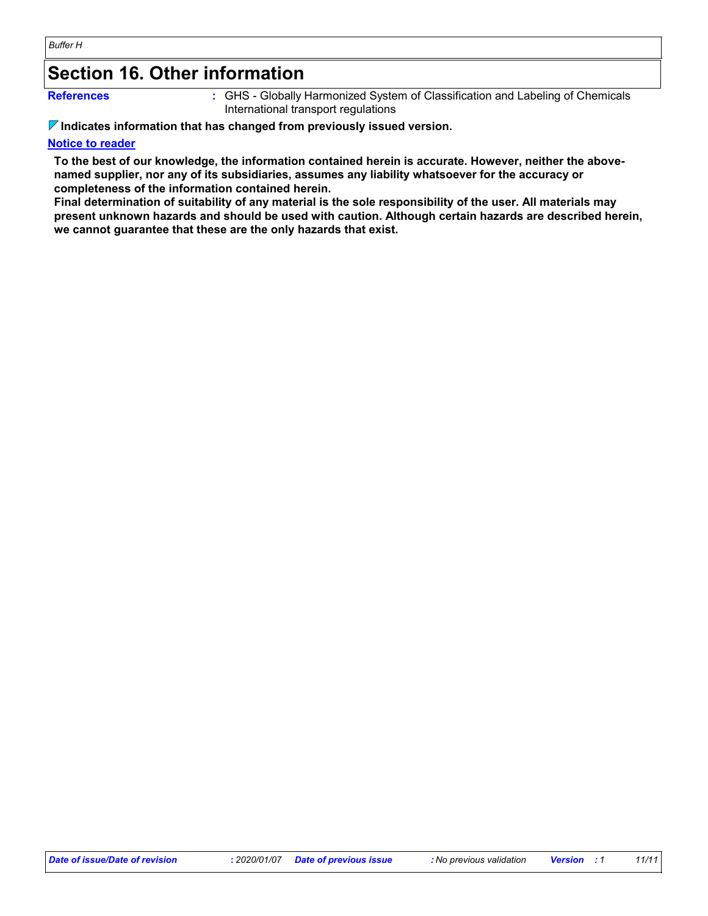# Section 16. Other information

**References** : GHS - Globally Harmonized System of Classification and Labeling of Chemicals
International transport regulations

**Indicates information that has changed from previously issued version.**

**Notice to reader**

**To the best of our knowledge, the information contained herein is accurate. However, neither the above-named supplier, nor any of its subsidiaries, assumes any liability whatsoever for the accuracy or completeness of the information contained herein.**
**Final determination of suitability of any material is the sole responsibility of the user. All materials may present unknown hazards and should be used with caution. Although certain hazards are described herein, we cannot guarantee that these are the only hazards that exist.**